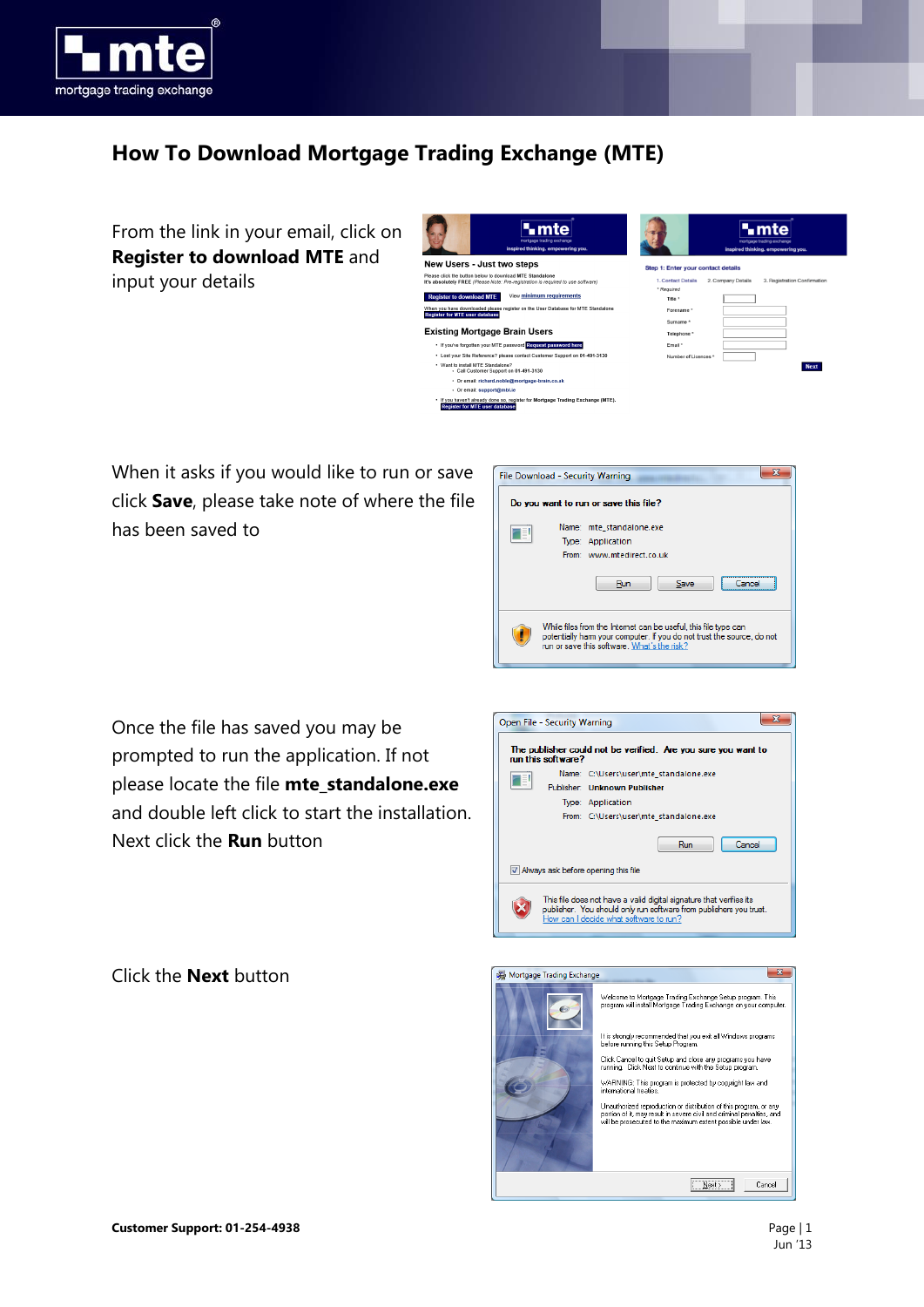# How To Download Mortgage Trading Exchange (MTE)

From the link in your email, click on **Register to download MTE** and input your details

When it asks if you would like to run or save click **Save**, please take note of where the file has been saved to

Once the file has saved you may be prompted to run the application. If not please locate the file **mte_standalone.exe** and double left click to start the installation. Next click the **Run** button

Click the **Next** button

**Customer Support: 01-254-4938**

Jun '13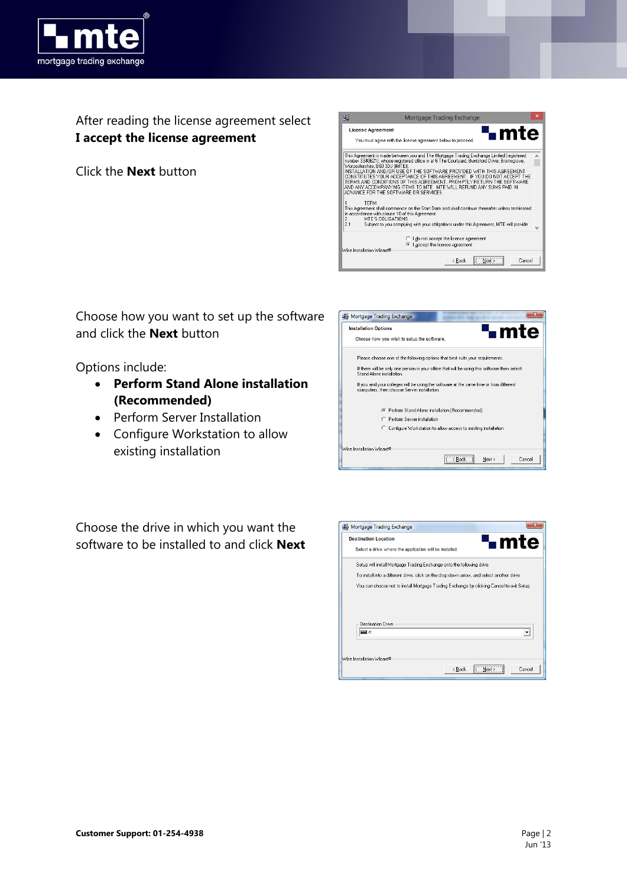After reading the license agreement select **I accept the license agreement**

Click the **Next** button

Choose how you want to set up the software and click the **Next** button

Options include:

- **Perform Stand Alone installation (Recommended)**
- Perform Server Installation
- Configure Workstation to allow existing installation

Choose the drive in which you want the software to be installed to and click **Next**

**Customer Support: 01-254-4938**

Jun '13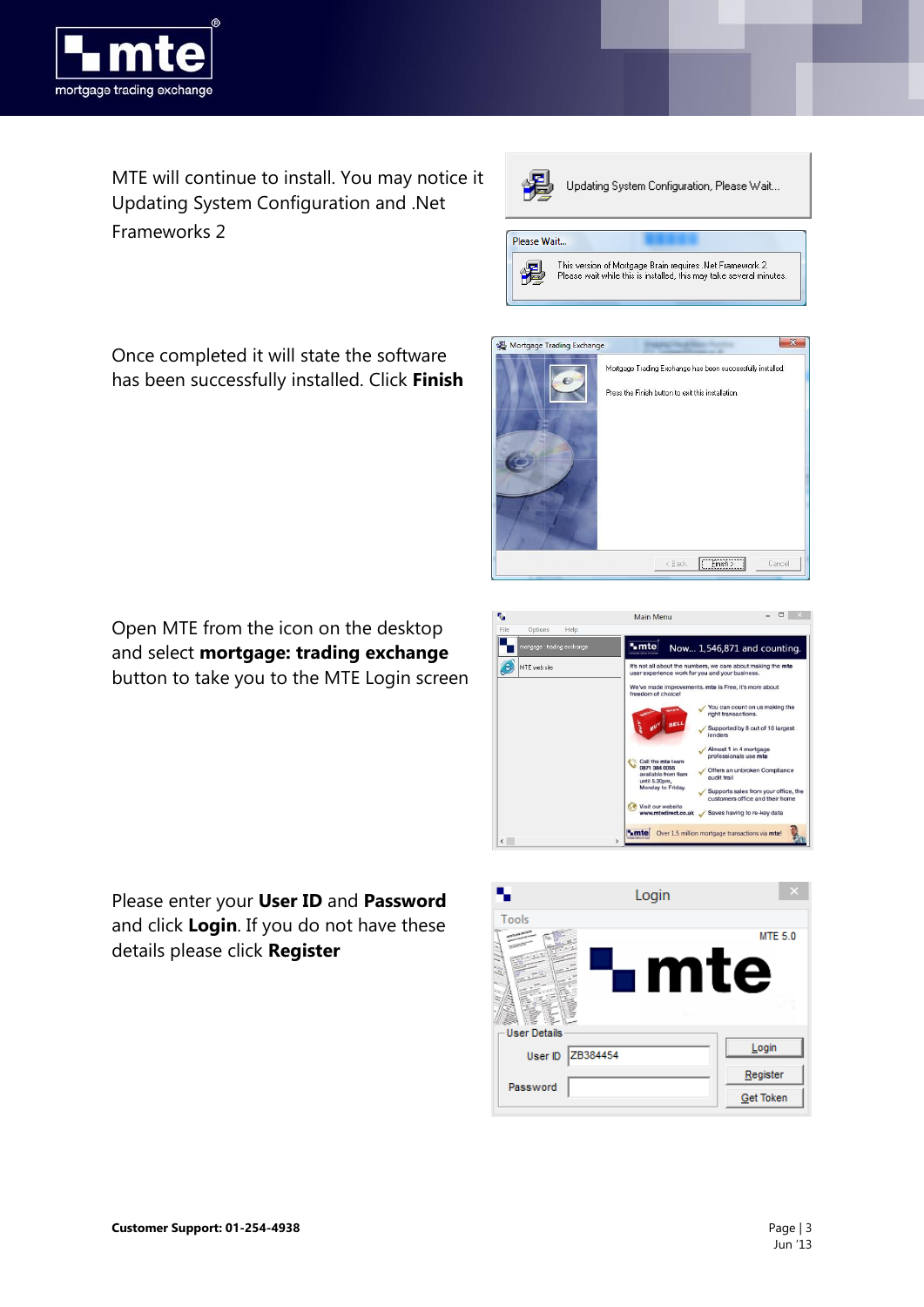MTE will continue to install. You may notice it Updating System Configuration and .Net Frameworks 2

Once completed it will state the software has been successfully installed. Click **Finish**

Open MTE from the icon on the desktop and select **mortgage: trading exchange** button to take you to the MTE Login screen

Please enter your **User ID** and **Password** and click **Login**. If you do not have these details please click **Register**

**Customer Support: 01-254-4938**

Jun '13